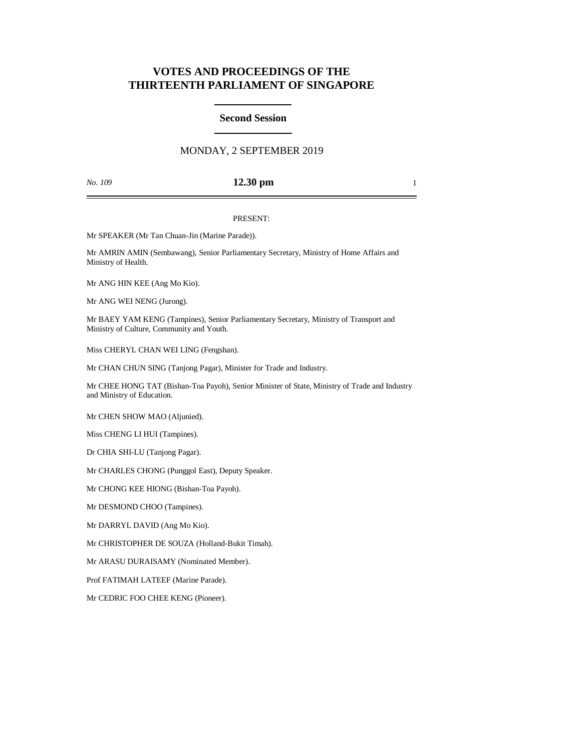# VOTES AND PROCEEDINGS OF THE THIRTEENTH PARLIAMENT OF SINGAPORE

## Second Session

MONDAY, 2 SEPTEMBER 2019

*No. 109* **12.30 pm**

PRESENT:

Mr SPEAKER (Mr Tan Chuan-Jin (Marine Parade)).

Mr AMRIN AMIN (Sembawang), Senior Parliamentary Secretary, Ministry of Home Affairs and Ministry of Health.

Mr ANG HIN KEE (Ang Mo Kio).

Mr ANG WEI NENG (Jurong).

Mr BAEY YAM KENG (Tampines), Senior Parliamentary Secretary, Ministry of Transport and Ministry of Culture, Community and Youth.

Miss CHERYL CHAN WEI LING (Fengshan).

Mr CHAN CHUN SING (Tanjong Pagar), Minister for Trade and Industry.

Mr CHEE HONG TAT (Bishan-Toa Payoh), Senior Minister of State, Ministry of Trade and Industry and Ministry of Education.

Mr CHEN SHOW MAO (Aljunied).

Miss CHENG LI HUI (Tampines).

Dr CHIA SHI-LU (Tanjong Pagar).

Mr CHARLES CHONG (Punggol East), Deputy Speaker.

Mr CHONG KEE HIONG (Bishan-Toa Payoh).

Mr DESMOND CHOO (Tampines).

Mr DARRYL DAVID (Ang Mo Kio).

Mr CHRISTOPHER DE SOUZA (Holland-Bukit Timah).

Mr ARASU DURAISAMY (Nominated Member).

Prof FATIMAH LATEEF (Marine Parade).

Mr CEDRIC FOO CHEE KENG (Pioneer).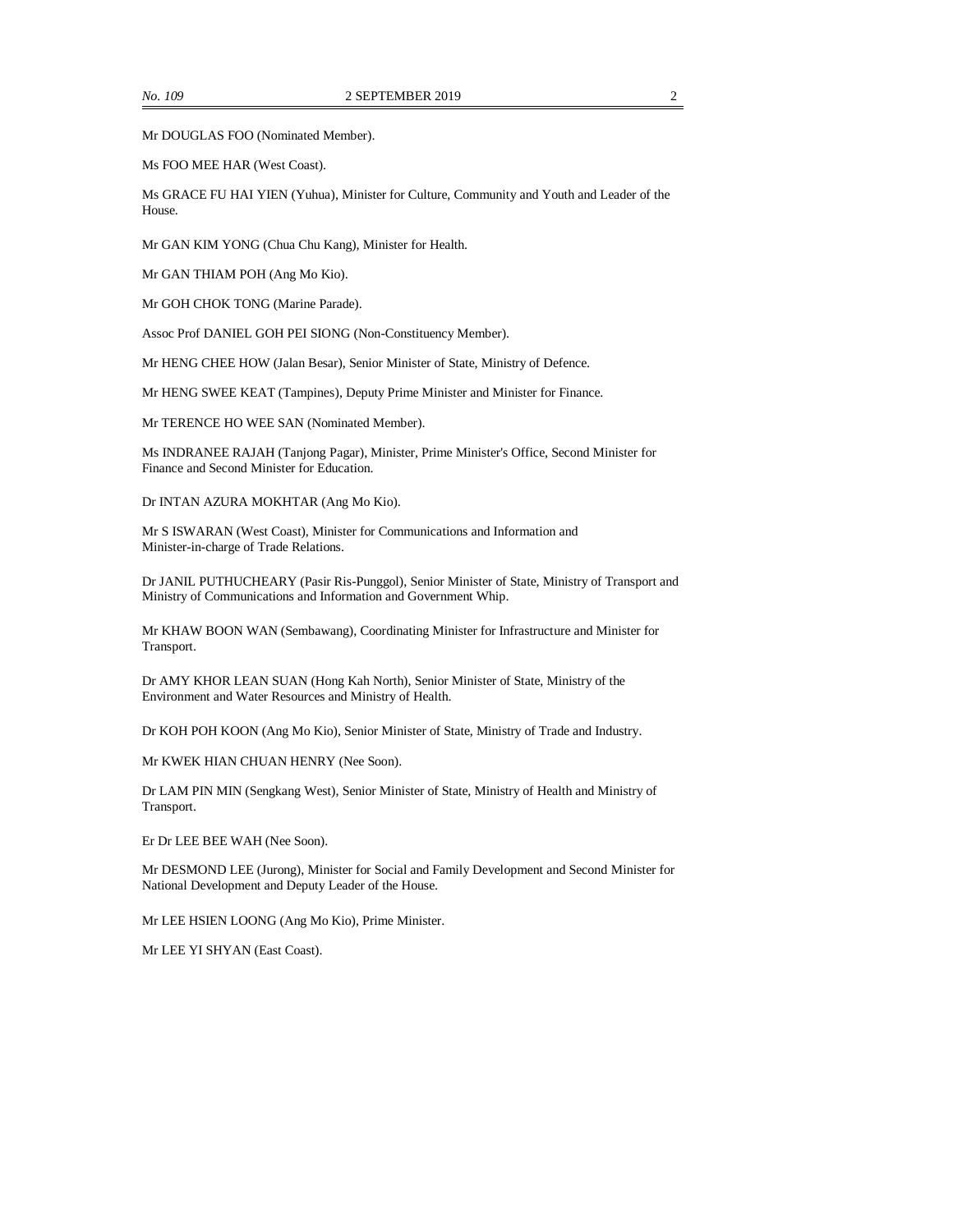Mr DOUGLAS FOO (Nominated Member).

Ms FOO MEE HAR (West Coast).

Ms GRACE FU HAI YIEN (Yuhua), Minister for Culture, Community and Youth and Leader of the House.

Mr GAN KIM YONG (Chua Chu Kang), Minister for Health.

Mr GAN THIAM POH (Ang Mo Kio).

Mr GOH CHOK TONG (Marine Parade).

Assoc Prof DANIEL GOH PEI SIONG (Non-Constituency Member).

Mr HENG CHEE HOW (Jalan Besar), Senior Minister of State, Ministry of Defence.

Mr HENG SWEE KEAT (Tampines), Deputy Prime Minister and Minister for Finance.

Mr TERENCE HO WEE SAN (Nominated Member).

Ms INDRANEE RAJAH (Tanjong Pagar), Minister, Prime Minister's Office, Second Minister for Finance and Second Minister for Education.

Dr INTAN AZURA MOKHTAR (Ang Mo Kio).

Mr S ISWARAN (West Coast), Minister for Communications and Information and Minister-in-charge of Trade Relations.

Dr JANIL PUTHUCHEARY (Pasir Ris-Punggol), Senior Minister of State, Ministry of Transport and Ministry of Communications and Information and Government Whip.

Mr KHAW BOON WAN (Sembawang), Coordinating Minister for Infrastructure and Minister for Transport.

Dr AMY KHOR LEAN SUAN (Hong Kah North), Senior Minister of State, Ministry of the Environment and Water Resources and Ministry of Health.

Dr KOH POH KOON (Ang Mo Kio), Senior Minister of State, Ministry of Trade and Industry.

Mr KWEK HIAN CHUAN HENRY (Nee Soon).

Dr LAM PIN MIN (Sengkang West), Senior Minister of State, Ministry of Health and Ministry of Transport.

Er Dr LEE BEE WAH (Nee Soon).

Mr DESMOND LEE (Jurong), Minister for Social and Family Development and Second Minister for National Development and Deputy Leader of the House.

Mr LEE HSIEN LOONG (Ang Mo Kio), Prime Minister.

Mr LEE YI SHYAN (East Coast).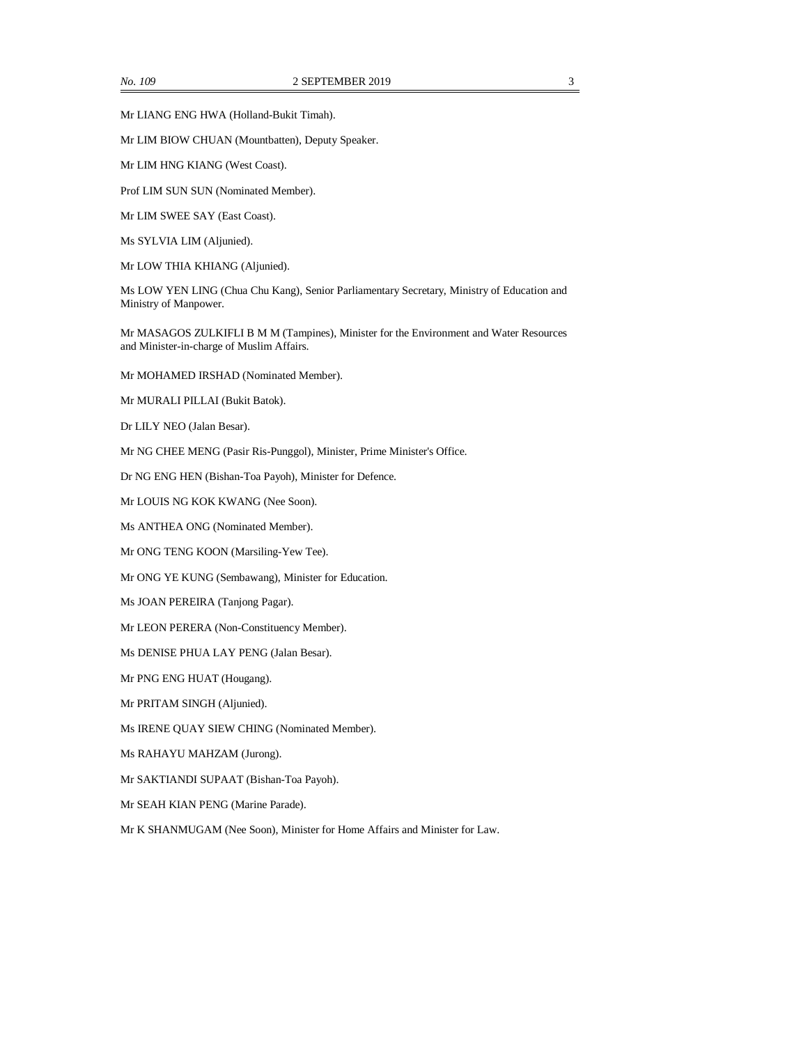Mr LIANG ENG HWA (Holland-Bukit Timah).

Mr LIM BIOW CHUAN (Mountbatten), Deputy Speaker.

Mr LIM HNG KIANG (West Coast).

Prof LIM SUN SUN (Nominated Member).

Mr LIM SWEE SAY (East Coast).

Ms SYLVIA LIM (Aljunied).

Mr LOW THIA KHIANG (Aljunied).

Ms LOW YEN LING (Chua Chu Kang), Senior Parliamentary Secretary, Ministry of Education and Ministry of Manpower.

Mr MASAGOS ZULKIFLI B M M (Tampines), Minister for the Environment and Water Resources and Minister-in-charge of Muslim Affairs.

Mr MOHAMED IRSHAD (Nominated Member).

Mr MURALI PILLAI (Bukit Batok).

Dr LILY NEO (Jalan Besar).

Mr NG CHEE MENG (Pasir Ris-Punggol), Minister, Prime Minister's Office.

Dr NG ENG HEN (Bishan-Toa Payoh), Minister for Defence.

Mr LOUIS NG KOK KWANG (Nee Soon).

Ms ANTHEA ONG (Nominated Member).

Mr ONG TENG KOON (Marsiling-Yew Tee).

Mr ONG YE KUNG (Sembawang), Minister for Education.

Ms JOAN PEREIRA (Tanjong Pagar).

Mr LEON PERERA (Non-Constituency Member).

Ms DENISE PHUA LAY PENG (Jalan Besar).

Mr PNG ENG HUAT (Hougang).

Mr PRITAM SINGH (Aljunied).

Ms IRENE QUAY SIEW CHING (Nominated Member).

Ms RAHAYU MAHZAM (Jurong).

Mr SAKTIANDI SUPAAT (Bishan-Toa Payoh).

Mr SEAH KIAN PENG (Marine Parade).

Mr K SHANMUGAM (Nee Soon), Minister for Home Affairs and Minister for Law.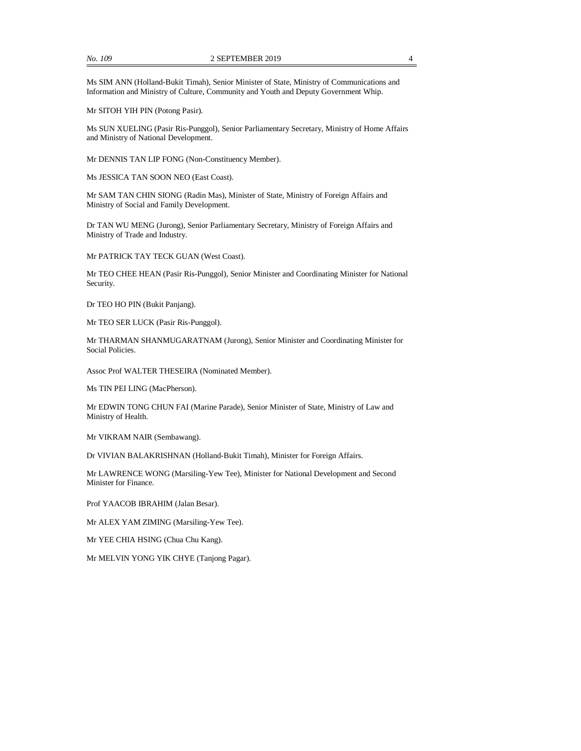Ms SIM ANN (Holland-Bukit Timah), Senior Minister of State, Ministry of Communications and Information and Ministry of Culture, Community and Youth and Deputy Government Whip.

Mr SITOH YIH PIN (Potong Pasir).

Ms SUN XUELING (Pasir Ris-Punggol), Senior Parliamentary Secretary, Ministry of Home Affairs and Ministry of National Development.

Mr DENNIS TAN LIP FONG (Non-Constituency Member).

Ms JESSICA TAN SOON NEO (East Coast).

Mr SAM TAN CHIN SIONG (Radin Mas), Minister of State, Ministry of Foreign Affairs and Ministry of Social and Family Development.

Dr TAN WU MENG (Jurong), Senior Parliamentary Secretary, Ministry of Foreign Affairs and Ministry of Trade and Industry.

Mr PATRICK TAY TECK GUAN (West Coast).

Mr TEO CHEE HEAN (Pasir Ris-Punggol), Senior Minister and Coordinating Minister for National Security.

Dr TEO HO PIN (Bukit Panjang).

Mr TEO SER LUCK (Pasir Ris-Punggol).

Mr THARMAN SHANMUGARATNAM (Jurong), Senior Minister and Coordinating Minister for Social Policies.

Assoc Prof WALTER THESEIRA (Nominated Member).

Ms TIN PEI LING (MacPherson).

Mr EDWIN TONG CHUN FAI (Marine Parade), Senior Minister of State, Ministry of Law and Ministry of Health.

Mr VIKRAM NAIR (Sembawang).

Dr VIVIAN BALAKRISHNAN (Holland-Bukit Timah), Minister for Foreign Affairs.

Mr LAWRENCE WONG (Marsiling-Yew Tee), Minister for National Development and Second Minister for Finance.

Prof YAACOB IBRAHIM (Jalan Besar).

Mr ALEX YAM ZIMING (Marsiling-Yew Tee).

Mr YEE CHIA HSING (Chua Chu Kang).

Mr MELVIN YONG YIK CHYE (Tanjong Pagar).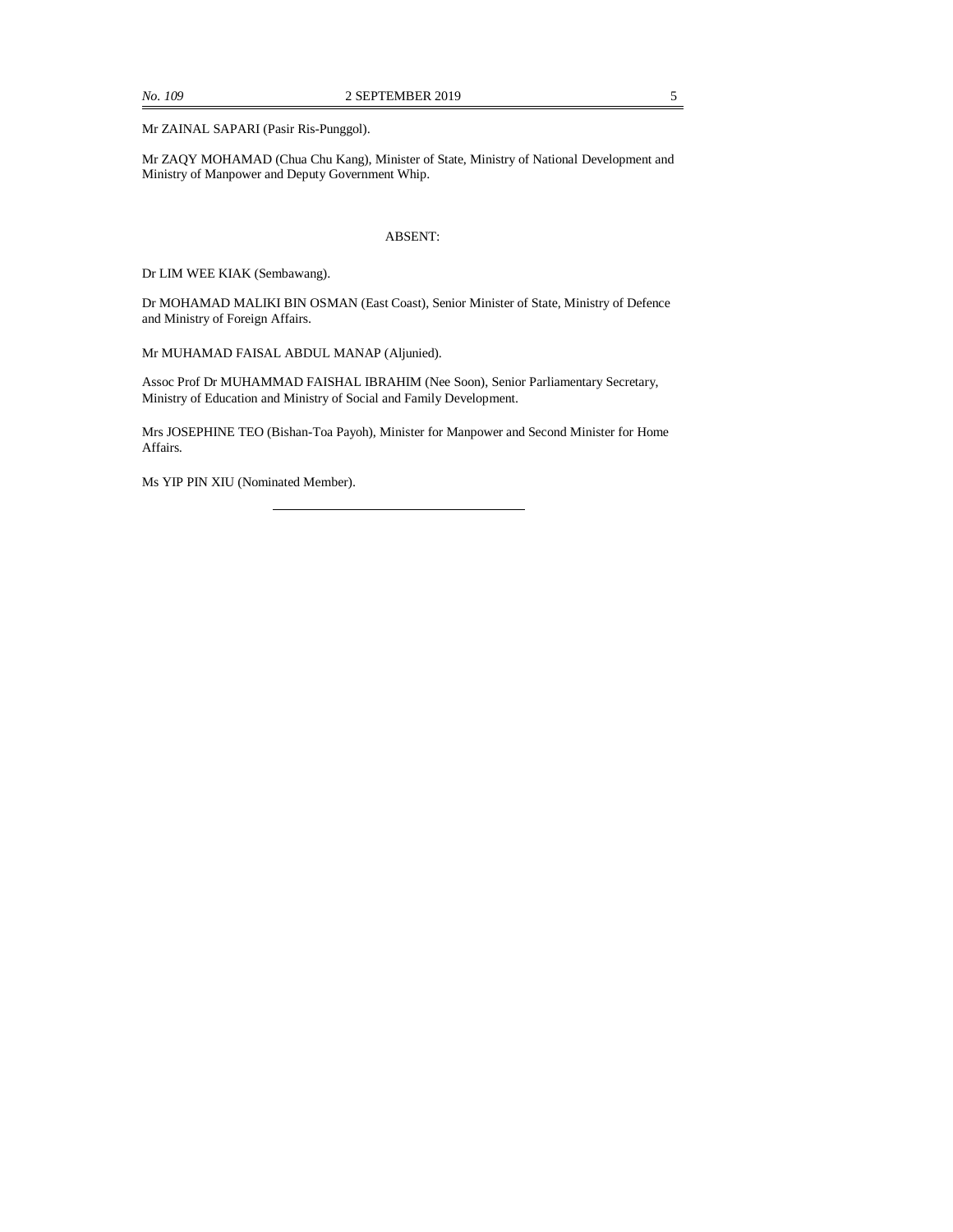Mr ZAINAL SAPARI (Pasir Ris-Punggol).

Mr ZAQY MOHAMAD (Chua Chu Kang), Minister of State, Ministry of National Development and Ministry of Manpower and Deputy Government Whip.

ABSENT:

Dr LIM WEE KIAK (Sembawang).

Dr MOHAMAD MALIKI BIN OSMAN (East Coast), Senior Minister of State, Ministry of Defence and Ministry of Foreign Affairs.

Mr MUHAMAD FAISAL ABDUL MANAP (Aljunied).

Assoc Prof Dr MUHAMMAD FAISHAL IBRAHIM (Nee Soon), Senior Parliamentary Secretary, Ministry of Education and Ministry of Social and Family Development.

Mrs JOSEPHINE TEO (Bishan-Toa Payoh), Minister for Manpower and Second Minister for Home Affairs.

Ms YIP PIN XIU (Nominated Member).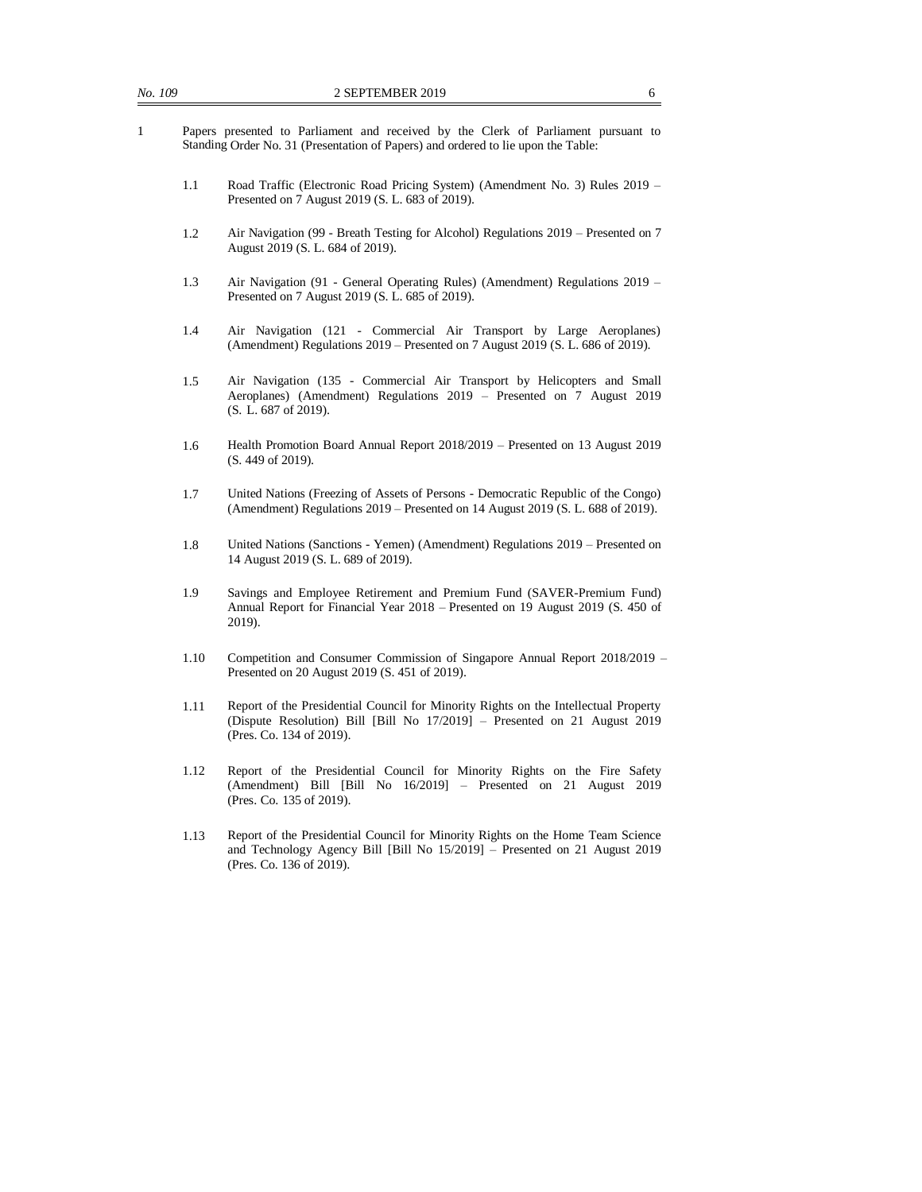1 Papers presented to Parliament and received by the Clerk of Parliament pursuant to Standing Order No. 31 (Presentation of Papers) and ordered to lie upon the Table:

1.1 Road Traffic (Electronic Road Pricing System) (Amendment No. 3) Rules 2019 – Presented on 7 August 2019 (S. L. 683 of 2019).

1.2 Air Navigation (99 - Breath Testing for Alcohol) Regulations 2019 – Presented on 7 August 2019 (S. L. 684 of 2019).

1.3 Air Navigation (91 - General Operating Rules) (Amendment) Regulations 2019 – Presented on 7 August 2019 (S. L. 685 of 2019).

1.4 Air Navigation (121 - Commercial Air Transport by Large Aeroplanes) (Amendment) Regulations 2019 – Presented on 7 August 2019 (S. L. 686 of 2019).

1.5 Air Navigation (135 - Commercial Air Transport by Helicopters and Small Aeroplanes) (Amendment) Regulations 2019 – Presented on 7 August 2019 (S. L. 687 of 2019).

1.6 Health Promotion Board Annual Report 2018/2019 – Presented on 13 August 2019 (S. 449 of 2019).

1.7 United Nations (Freezing of Assets of Persons - Democratic Republic of the Congo) (Amendment) Regulations 2019 – Presented on 14 August 2019 (S. L. 688 of 2019).

1.8 United Nations (Sanctions - Yemen) (Amendment) Regulations 2019 – Presented on 14 August 2019 (S. L. 689 of 2019).

1.9 Savings and Employee Retirement and Premium Fund (SAVER-Premium Fund) Annual Report for Financial Year 2018 – Presented on 19 August 2019 (S. 450 of 2019).

1.10 Competition and Consumer Commission of Singapore Annual Report 2018/2019 – Presented on 20 August 2019 (S. 451 of 2019).

1.11 Report of the Presidential Council for Minority Rights on the Intellectual Property (Dispute Resolution) Bill [Bill No 17/2019] – Presented on 21 August 2019 (Pres. Co. 134 of 2019).

1.12 Report of the Presidential Council for Minority Rights on the Fire Safety (Amendment) Bill [Bill No 16/2019] – Presented on 21 August 2019 (Pres. Co. 135 of 2019).

1.13 Report of the Presidential Council for Minority Rights on the Home Team Science and Technology Agency Bill [Bill No 15/2019] – Presented on 21 August 2019 (Pres. Co. 136 of 2019).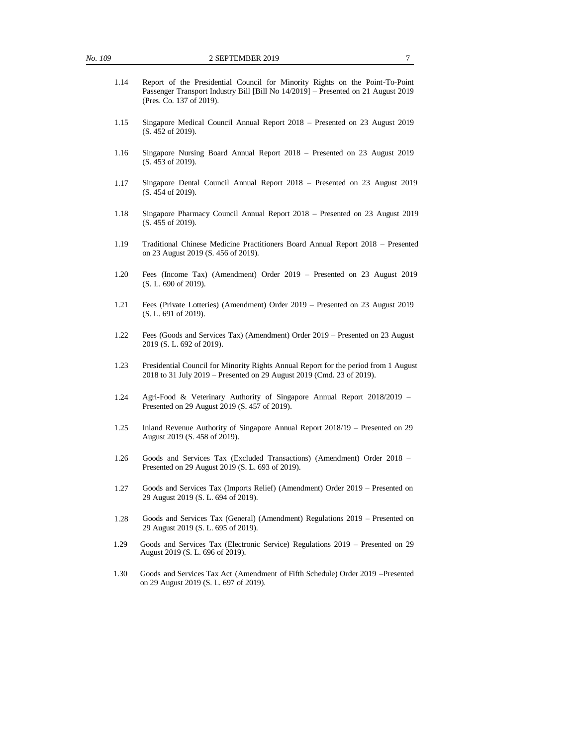1.14 Report of the Presidential Council for Minority Rights on the Point-To-Point Passenger Transport Industry Bill [Bill No 14/2019] – Presented on 21 August 2019 (Pres. Co. 137 of 2019).

1.15 Singapore Medical Council Annual Report 2018 – Presented on 23 August 2019 (S. 452 of 2019).

1.16 Singapore Nursing Board Annual Report 2018 – Presented on 23 August 2019 (S. 453 of 2019).

1.17 Singapore Dental Council Annual Report 2018 – Presented on 23 August 2019 (S. 454 of 2019).

1.18 Singapore Pharmacy Council Annual Report 2018 – Presented on 23 August 2019 (S. 455 of 2019).

1.19 Traditional Chinese Medicine Practitioners Board Annual Report 2018 – Presented on 23 August 2019 (S. 456 of 2019).

1.20 Fees (Income Tax) (Amendment) Order 2019 – Presented on 23 August 2019 (S. L. 690 of 2019).

1.21 Fees (Private Lotteries) (Amendment) Order 2019 – Presented on 23 August 2019 (S. L. 691 of 2019).

1.22 Fees (Goods and Services Tax) (Amendment) Order 2019 – Presented on 23 August 2019 (S. L. 692 of 2019).

1.23 Presidential Council for Minority Rights Annual Report for the period from 1 August 2018 to 31 July 2019 – Presented on 29 August 2019 (Cmd. 23 of 2019).

1.24 Agri-Food & Veterinary Authority of Singapore Annual Report 2018/2019 – Presented on 29 August 2019 (S. 457 of 2019).

1.25 Inland Revenue Authority of Singapore Annual Report 2018/19 – Presented on 29 August 2019 (S. 458 of 2019).

1.26 Goods and Services Tax (Excluded Transactions) (Amendment) Order 2018 – Presented on 29 August 2019 (S. L. 693 of 2019).

1.27 Goods and Services Tax (Imports Relief) (Amendment) Order 2019 – Presented on 29 August 2019 (S. L. 694 of 2019).

1.28 Goods and Services Tax (General) (Amendment) Regulations 2019 – Presented on 29 August 2019 (S. L. 695 of 2019).

1.29 Goods and Services Tax (Electronic Service) Regulations 2019 – Presented on 29 August 2019 (S. L. 696 of 2019).

1.30 Goods and Services Tax Act (Amendment of Fifth Schedule) Order 2019 –Presented on 29 August 2019 (S. L. 697 of 2019).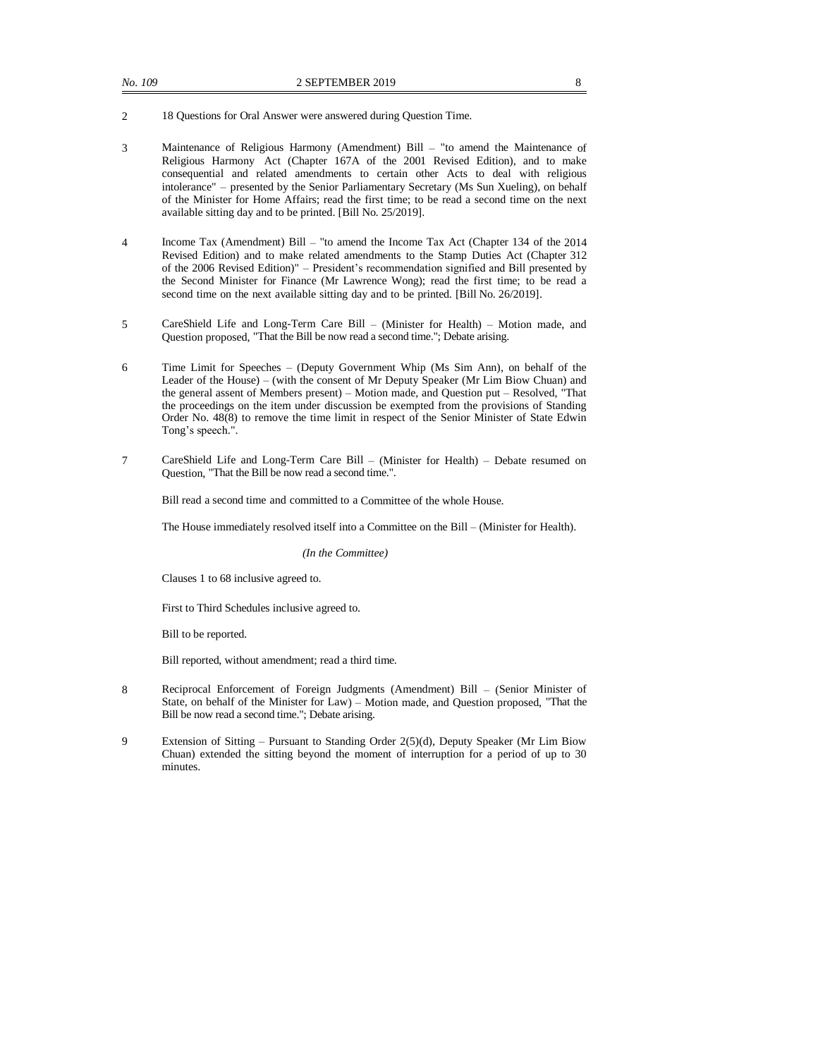2 18 Questions for Oral Answer were answered during Question Time.

3 Maintenance of Religious Harmony (Amendment) Bill – "to amend the Maintenance of Religious Harmony Act (Chapter 167A of the 2001 Revised Edition), and to make consequential and related amendments to certain other Acts to deal with religious intolerance" – presented by the Senior Parliamentary Secretary (Ms Sun Xueling), on behalf of the Minister for Home Affairs; read the first time; to be read a second time on the next available sitting day and to be printed. [Bill No. 25/2019].

4 Income Tax (Amendment) Bill – "to amend the Income Tax Act (Chapter 134 of the 2014 Revised Edition) and to make related amendments to the Stamp Duties Act (Chapter 312 of the 2006 Revised Edition)" – President's recommendation signified and Bill presented by the Second Minister for Finance (Mr Lawrence Wong); read the first time; to be read a second time on the next available sitting day and to be printed. [Bill No. 26/2019].

5 CareShield Life and Long-Term Care Bill – (Minister for Health) – Motion made, and Question proposed, "That the Bill be now read a second time."; Debate arising.

6 Time Limit for Speeches – (Deputy Government Whip (Ms Sim Ann), on behalf of the Leader of the House) – (with the consent of Mr Deputy Speaker (Mr Lim Biow Chuan) and the general assent of Members present) – Motion made, and Question put – Resolved, "That the proceedings on the item under discussion be exempted from the provisions of Standing Order No. 48(8) to remove the time limit in respect of the Senior Minister of State Edwin Tong's speech.".

7 CareShield Life and Long-Term Care Bill – (Minister for Health) – Debate resumed on Question, "That the Bill be now read a second time.".

Bill read a second time and committed to a Committee of the whole House.

The House immediately resolved itself into a Committee on the Bill – (Minister for Health).

*(In the Committee)*

Clauses 1 to 68 inclusive agreed to.

First to Third Schedules inclusive agreed to.

Bill to be reported.

Bill reported, without amendment; read a third time.

8 Reciprocal Enforcement of Foreign Judgments (Amendment) Bill – (Senior Minister of State, on behalf of the Minister for Law) – Motion made, and Question proposed, "That the Bill be now read a second time."; Debate arising.

9 Extension of Sitting – Pursuant to Standing Order 2(5)(d), Deputy Speaker (Mr Lim Biow Chuan) extended the sitting beyond the moment of interruption for a period of up to 30 minutes.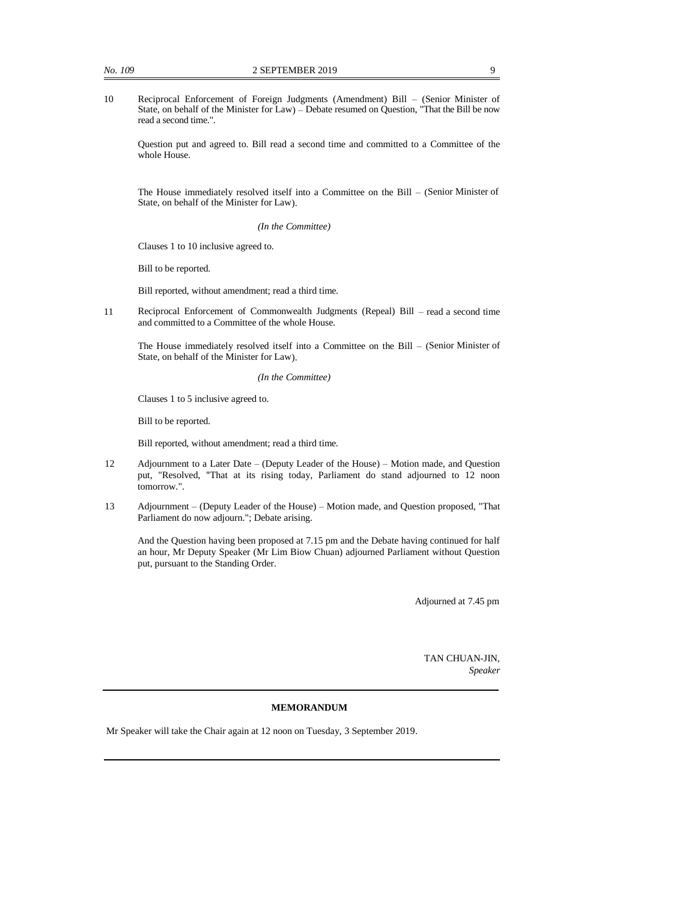10 Reciprocal Enforcement of Foreign Judgments (Amendment) Bill – (Senior Minister of State, on behalf of the Minister for Law) – Debate resumed on Question, "That the Bill be now read a second time.".

Question put and agreed to. Bill read a second time and committed to a Committee of the whole House.

The House immediately resolved itself into a Committee on the Bill – (Senior Minister of State, on behalf of the Minister for Law).

*(In the Committee)*

Clauses 1 to 10 inclusive agreed to.

Bill to be reported.

Bill reported, without amendment; read a third time.

11 Reciprocal Enforcement of Commonwealth Judgments (Repeal) Bill – read a second time and committed to a Committee of the whole House.

The House immediately resolved itself into a Committee on the Bill – (Senior Minister of State, on behalf of the Minister for Law).

*(In the Committee)*

Clauses 1 to 5 inclusive agreed to.

Bill to be reported.

Bill reported, without amendment; read a third time.

12 Adjournment to a Later Date – (Deputy Leader of the House) – Motion made, and Question put, "Resolved, "That at its rising today, Parliament do stand adjourned to 12 noon tomorrow.".

13 Adjournment – (Deputy Leader of the House) – Motion made, and Question proposed, "That Parliament do now adjourn."; Debate arising.

And the Question having been proposed at 7.15 pm and the Debate having continued for half an hour, Mr Deputy Speaker (Mr Lim Biow Chuan) adjourned Parliament without Question put, pursuant to the Standing Order.

Adjourned at 7.45 pm

TAN CHUAN-JIN,
*Speaker*

**MEMORANDUM**

Mr Speaker will take the Chair again at 12 noon on Tuesday, 3 September 2019.